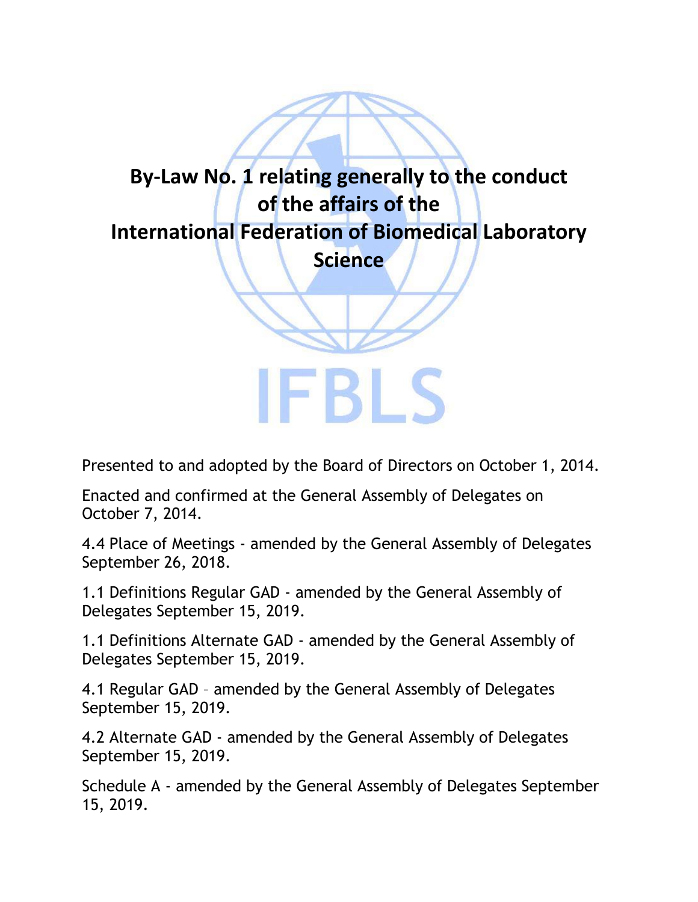# By-Law No. 1 relating generally to the conduct of the affairs of the International Federation of Biomedical Laboratory Science

IFBLS

Presented to and adopted by the Board of Directors on October 1, 2014.

Enacted and confirmed at the General Assembly of Delegates on October 7, 2014.

4.4 Place of Meetings - amended by the General Assembly of Delegates September 26, 2018.

1.1 Definitions Regular GAD - amended by the General Assembly of Delegates September 15, 2019.

1.1 Definitions Alternate GAD - amended by the General Assembly of Delegates September 15, 2019.

4.1 Regular GAD – amended by the General Assembly of Delegates September 15, 2019.

4.2 Alternate GAD - amended by the General Assembly of Delegates September 15, 2019.

Schedule A - amended by the General Assembly of Delegates September 15, 2019.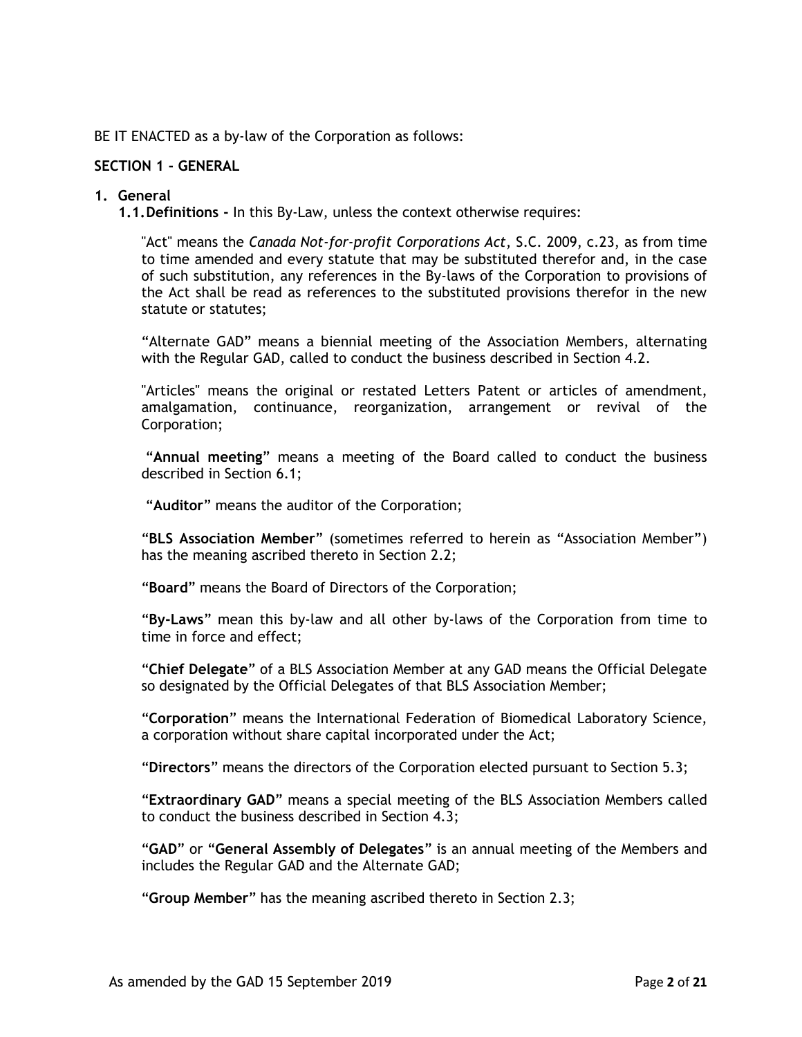BE IT ENACTED as a by-law of the Corporation as follows:

## SECTION 1 - GENERAL

1. **General**

   **1.1. Definitions -** In this By-Law, unless the context otherwise requires:

"Act" means the *Canada Not-for-profit Corporations Act*, S.C. 2009, c.23, as from time to time amended and every statute that may be substituted therefor and, in the case of such substitution, any references in the By-laws of the Corporation to provisions of the Act shall be read as references to the substituted provisions therefor in the new statute or statutes;

"Alternate GAD" means a biennial meeting of the Association Members, alternating with the Regular GAD, called to conduct the business described in Section 4.2.

"Articles" means the original or restated Letters Patent or articles of amendment, amalgamation, continuance, reorganization, arrangement or revival of the Corporation;

"**Annual meeting**" means a meeting of the Board called to conduct the business described in Section 6.1;

"**Auditor**" means the auditor of the Corporation;

"**BLS Association Member**" (sometimes referred to herein as "Association Member") has the meaning ascribed thereto in Section 2.2;

"**Board**" means the Board of Directors of the Corporation;

"**By-Laws**" mean this by-law and all other by-laws of the Corporation from time to time in force and effect;

"**Chief Delegate**" of a BLS Association Member at any GAD means the Official Delegate so designated by the Official Delegates of that BLS Association Member;

"**Corporation**" means the International Federation of Biomedical Laboratory Science, a corporation without share capital incorporated under the Act;

"**Directors**" means the directors of the Corporation elected pursuant to Section 5.3;

"**Extraordinary GAD**" means a special meeting of the BLS Association Members called to conduct the business described in Section 4.3;

"**GAD**" or "**General Assembly of Delegates**" is an annual meeting of the Members and includes the Regular GAD and the Alternate GAD;

"**Group Member**" has the meaning ascribed thereto in Section 2.3;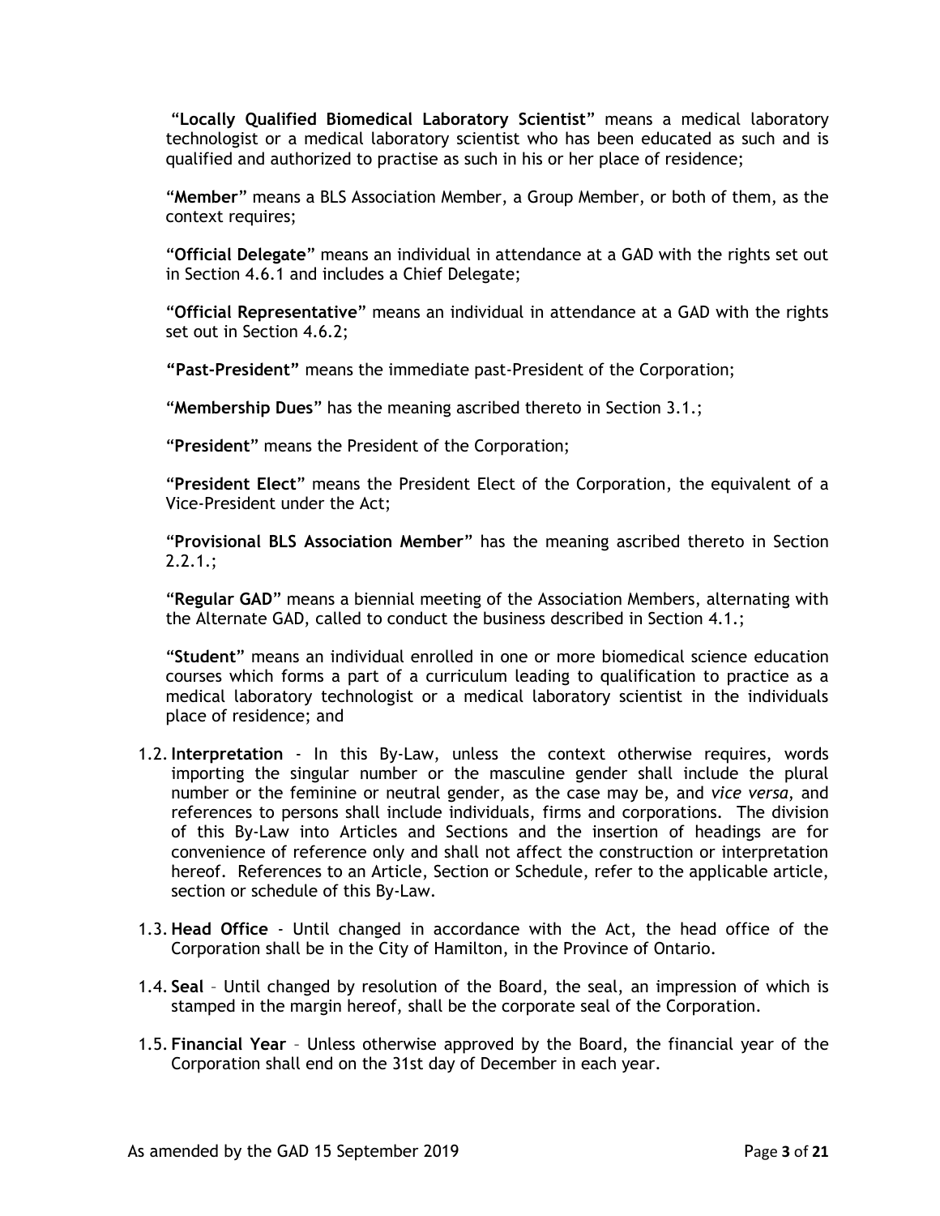"**Locally Qualified Biomedical Laboratory Scientist**" means a medical laboratory technologist or a medical laboratory scientist who has been educated as such and is qualified and authorized to practise as such in his or her place of residence;

"**Member**" means a BLS Association Member, a Group Member, or both of them, as the context requires;

"**Official Delegate**" means an individual in attendance at a GAD with the rights set out in Section 4.6.1 and includes a Chief Delegate;

"**Official Representative**" means an individual in attendance at a GAD with the rights set out in Section 4.6.2;

**"Past-President"** means the immediate past-President of the Corporation;

"**Membership Dues**" has the meaning ascribed thereto in Section 3.1.;

"**President**" means the President of the Corporation;

"**President Elect**" means the President Elect of the Corporation, the equivalent of a Vice-President under the Act;

"**Provisional BLS Association Member**" has the meaning ascribed thereto in Section 2.2.1.;

"**Regular GAD**" means a biennial meeting of the Association Members, alternating with the Alternate GAD, called to conduct the business described in Section 4.1.;

"**Student**" means an individual enrolled in one or more biomedical science education courses which forms a part of a curriculum leading to qualification to practice as a medical laboratory technologist or a medical laboratory scientist in the individuals place of residence; and

1.2. **Interpretation** - In this By-Law, unless the context otherwise requires, words importing the singular number or the masculine gender shall include the plural number or the feminine or neutral gender, as the case may be, and *vice versa*, and references to persons shall include individuals, firms and corporations. The division of this By-Law into Articles and Sections and the insertion of headings are for convenience of reference only and shall not affect the construction or interpretation hereof. References to an Article, Section or Schedule, refer to the applicable article, section or schedule of this By-Law.

1.3. **Head Office** - Until changed in accordance with the Act, the head office of the Corporation shall be in the City of Hamilton, in the Province of Ontario.

1.4. **Seal** – Until changed by resolution of the Board, the seal, an impression of which is stamped in the margin hereof, shall be the corporate seal of the Corporation.

1.5. **Financial Year** – Unless otherwise approved by the Board, the financial year of the Corporation shall end on the 31st day of December in each year.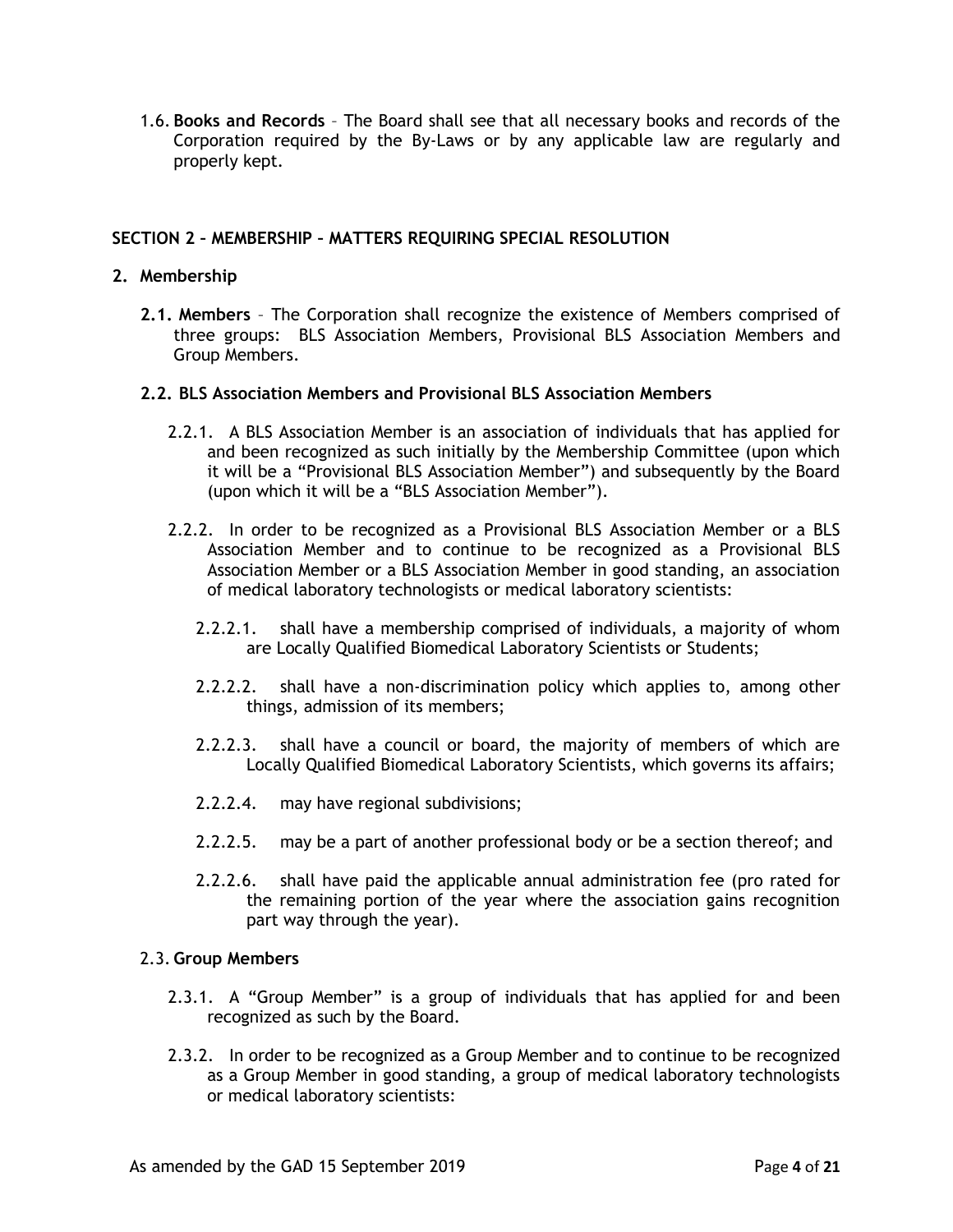1.6. **Books and Records** – The Board shall see that all necessary books and records of the Corporation required by the By-Laws or by any applicable law are regularly and properly kept.

## SECTION 2 – MEMBERSHIP – MATTERS REQUIRING SPECIAL RESOLUTION

### 2. Membership

**2.1. Members** – The Corporation shall recognize the existence of Members comprised of three groups: BLS Association Members, Provisional BLS Association Members and Group Members.

**2.2. BLS Association Members and Provisional BLS Association Members**

2.2.1. A BLS Association Member is an association of individuals that has applied for and been recognized as such initially by the Membership Committee (upon which it will be a "Provisional BLS Association Member") and subsequently by the Board (upon which it will be a "BLS Association Member").

2.2.2. In order to be recognized as a Provisional BLS Association Member or a BLS Association Member and to continue to be recognized as a Provisional BLS Association Member or a BLS Association Member in good standing, an association of medical laboratory technologists or medical laboratory scientists:

2.2.2.1. shall have a membership comprised of individuals, a majority of whom are Locally Qualified Biomedical Laboratory Scientists or Students;

2.2.2.2. shall have a non-discrimination policy which applies to, among other things, admission of its members;

2.2.2.3. shall have a council or board, the majority of members of which are Locally Qualified Biomedical Laboratory Scientists, which governs its affairs;

2.2.2.4. may have regional subdivisions;

2.2.2.5. may be a part of another professional body or be a section thereof; and

2.2.2.6. shall have paid the applicable annual administration fee (pro rated for the remaining portion of the year where the association gains recognition part way through the year).

2.3. **Group Members**

2.3.1. A "Group Member" is a group of individuals that has applied for and been recognized as such by the Board.

2.3.2. In order to be recognized as a Group Member and to continue to be recognized as a Group Member in good standing, a group of medical laboratory technologists or medical laboratory scientists: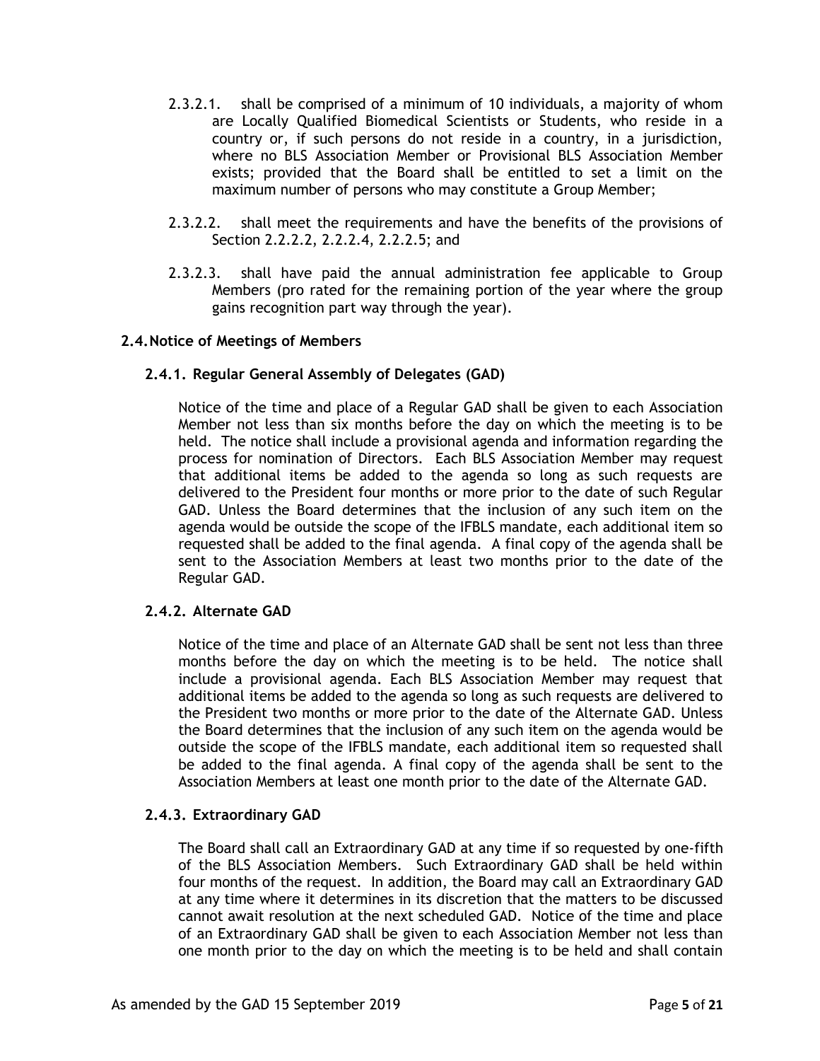2.3.2.1. shall be comprised of a minimum of 10 individuals, a majority of whom are Locally Qualified Biomedical Scientists or Students, who reside in a country or, if such persons do not reside in a country, in a jurisdiction, where no BLS Association Member or Provisional BLS Association Member exists; provided that the Board shall be entitled to set a limit on the maximum number of persons who may constitute a Group Member;

2.3.2.2. shall meet the requirements and have the benefits of the provisions of Section 2.2.2.2, 2.2.2.4, 2.2.2.5; and

2.3.2.3. shall have paid the annual administration fee applicable to Group Members (pro rated for the remaining portion of the year where the group gains recognition part way through the year).

## 2.4. Notice of Meetings of Members

### 2.4.1. Regular General Assembly of Delegates (GAD)

Notice of the time and place of a Regular GAD shall be given to each Association Member not less than six months before the day on which the meeting is to be held. The notice shall include a provisional agenda and information regarding the process for nomination of Directors. Each BLS Association Member may request that additional items be added to the agenda so long as such requests are delivered to the President four months or more prior to the date of such Regular GAD. Unless the Board determines that the inclusion of any such item on the agenda would be outside the scope of the IFBLS mandate, each additional item so requested shall be added to the final agenda. A final copy of the agenda shall be sent to the Association Members at least two months prior to the date of the Regular GAD.

### 2.4.2. Alternate GAD

Notice of the time and place of an Alternate GAD shall be sent not less than three months before the day on which the meeting is to be held. The notice shall include a provisional agenda. Each BLS Association Member may request that additional items be added to the agenda so long as such requests are delivered to the President two months or more prior to the date of the Alternate GAD. Unless the Board determines that the inclusion of any such item on the agenda would be outside the scope of the IFBLS mandate, each additional item so requested shall be added to the final agenda. A final copy of the agenda shall be sent to the Association Members at least one month prior to the date of the Alternate GAD.

### 2.4.3. Extraordinary GAD

The Board shall call an Extraordinary GAD at any time if so requested by one-fifth of the BLS Association Members. Such Extraordinary GAD shall be held within four months of the request. In addition, the Board may call an Extraordinary GAD at any time where it determines in its discretion that the matters to be discussed cannot await resolution at the next scheduled GAD. Notice of the time and place of an Extraordinary GAD shall be given to each Association Member not less than one month prior to the day on which the meeting is to be held and shall contain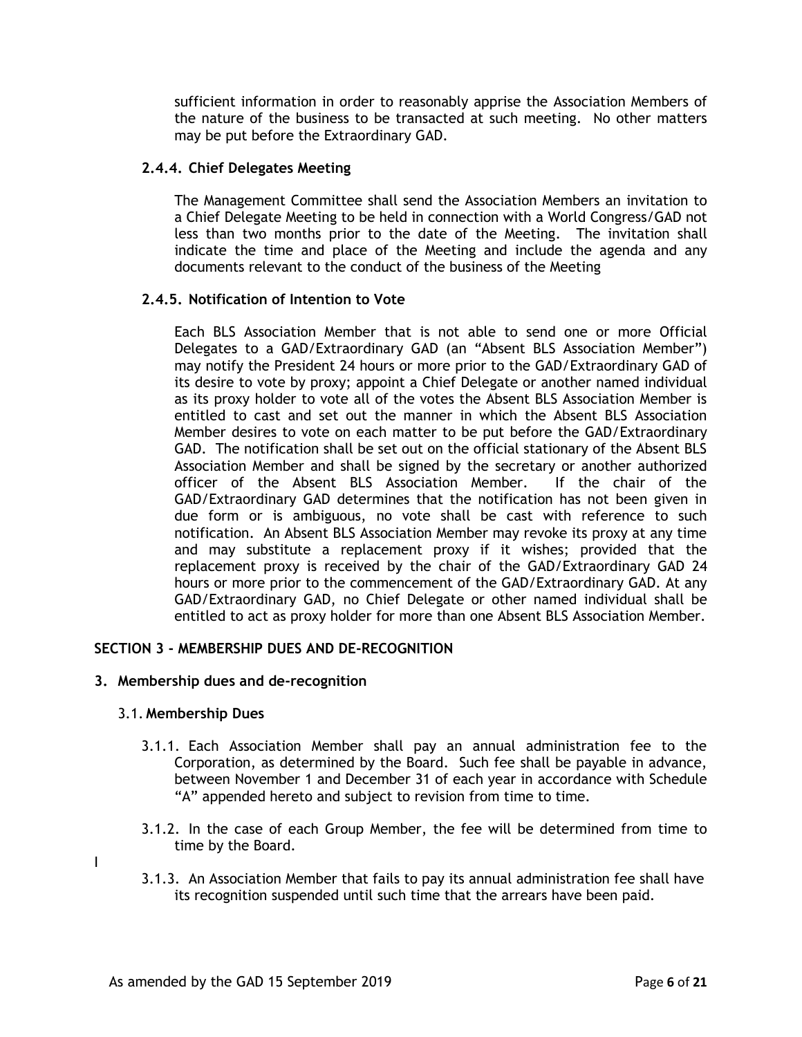sufficient information in order to reasonably apprise the Association Members of the nature of the business to be transacted at such meeting. No other matters may be put before the Extraordinary GAD.

#### 2.4.4. Chief Delegates Meeting

The Management Committee shall send the Association Members an invitation to a Chief Delegate Meeting to be held in connection with a World Congress/GAD not less than two months prior to the date of the Meeting. The invitation shall indicate the time and place of the Meeting and include the agenda and any documents relevant to the conduct of the business of the Meeting

#### 2.4.5. Notification of Intention to Vote

Each BLS Association Member that is not able to send one or more Official Delegates to a GAD/Extraordinary GAD (an "Absent BLS Association Member") may notify the President 24 hours or more prior to the GAD/Extraordinary GAD of its desire to vote by proxy; appoint a Chief Delegate or another named individual as its proxy holder to vote all of the votes the Absent BLS Association Member is entitled to cast and set out the manner in which the Absent BLS Association Member desires to vote on each matter to be put before the GAD/Extraordinary GAD. The notification shall be set out on the official stationary of the Absent BLS Association Member and shall be signed by the secretary or another authorized officer of the Absent BLS Association Member. If the chair of the GAD/Extraordinary GAD determines that the notification has not been given in due form or is ambiguous, no vote shall be cast with reference to such notification. An Absent BLS Association Member may revoke its proxy at any time and may substitute a replacement proxy if it wishes; provided that the replacement proxy is received by the chair of the GAD/Extraordinary GAD 24 hours or more prior to the commencement of the GAD/Extraordinary GAD. At any GAD/Extraordinary GAD, no Chief Delegate or other named individual shall be entitled to act as proxy holder for more than one Absent BLS Association Member.

## SECTION 3 - MEMBERSHIP DUES AND DE-RECOGNITION

### 3. Membership dues and de-recognition

#### 3.1. Membership Dues

3.1.1. Each Association Member shall pay an annual administration fee to the Corporation, as determined by the Board. Such fee shall be payable in advance, between November 1 and December 31 of each year in accordance with Schedule "A" appended hereto and subject to revision from time to time.

3.1.2. In the case of each Group Member, the fee will be determined from time to time by the Board.

3.1.3. An Association Member that fails to pay its annual administration fee shall have its recognition suspended until such time that the arrears have been paid.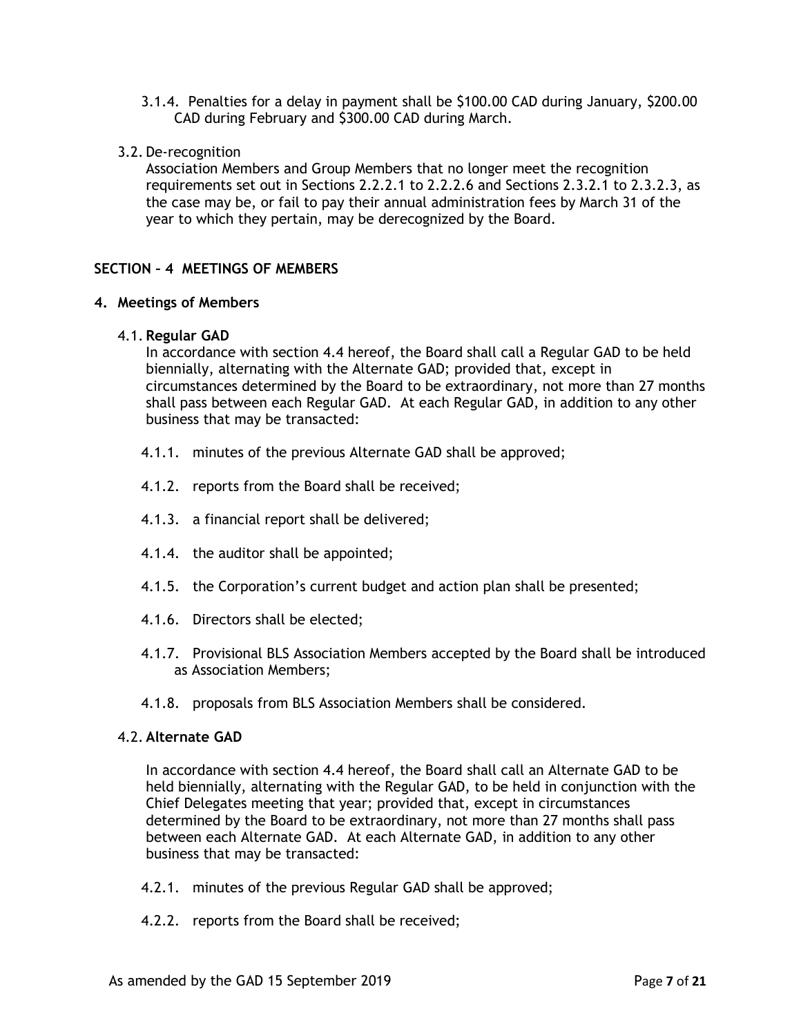3.1.4. Penalties for a delay in payment shall be \$100.00 CAD during January, \$200.00 CAD during February and \$300.00 CAD during March.

3.2. De-recognition

Association Members and Group Members that no longer meet the recognition requirements set out in Sections 2.2.2.1 to 2.2.2.6 and Sections 2.3.2.1 to 2.3.2.3, as the case may be, or fail to pay their annual administration fees by March 31 of the year to which they pertain, may be derecognized by the Board.

## SECTION – 4 MEETINGS OF MEMBERS

### 4. Meetings of Members

4.1. **Regular GAD**

In accordance with section 4.4 hereof, the Board shall call a Regular GAD to be held biennially, alternating with the Alternate GAD; provided that, except in circumstances determined by the Board to be extraordinary, not more than 27 months shall pass between each Regular GAD. At each Regular GAD, in addition to any other business that may be transacted:

4.1.1. minutes of the previous Alternate GAD shall be approved;

4.1.2. reports from the Board shall be received;

4.1.3. a financial report shall be delivered;

4.1.4. the auditor shall be appointed;

4.1.5. the Corporation's current budget and action plan shall be presented;

4.1.6. Directors shall be elected;

4.1.7. Provisional BLS Association Members accepted by the Board shall be introduced as Association Members;

4.1.8. proposals from BLS Association Members shall be considered.

4.2. **Alternate GAD**

In accordance with section 4.4 hereof, the Board shall call an Alternate GAD to be held biennially, alternating with the Regular GAD, to be held in conjunction with the Chief Delegates meeting that year; provided that, except in circumstances determined by the Board to be extraordinary, not more than 27 months shall pass between each Alternate GAD. At each Alternate GAD, in addition to any other business that may be transacted:

4.2.1. minutes of the previous Regular GAD shall be approved;

4.2.2. reports from the Board shall be received;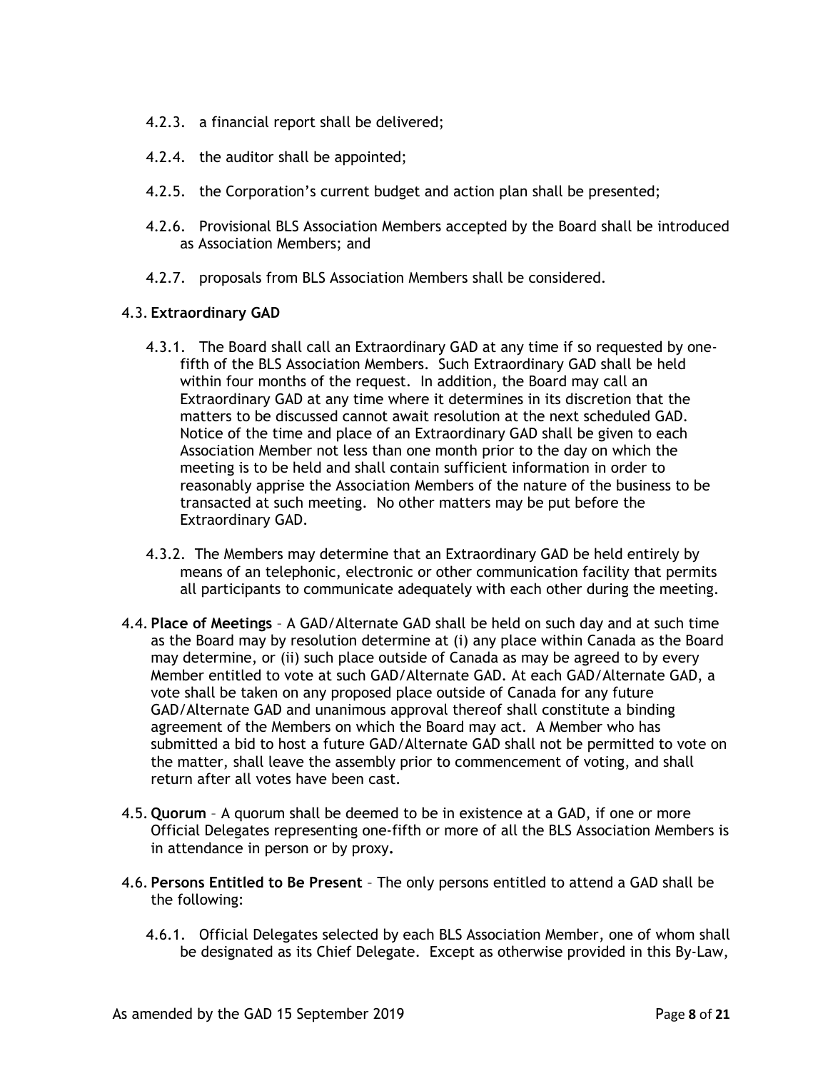4.2.3. a financial report shall be delivered;

4.2.4. the auditor shall be appointed;

4.2.5. the Corporation's current budget and action plan shall be presented;

4.2.6. Provisional BLS Association Members accepted by the Board shall be introduced as Association Members; and

4.2.7. proposals from BLS Association Members shall be considered.

4.3. **Extraordinary GAD**

4.3.1. The Board shall call an Extraordinary GAD at any time if so requested by one-fifth of the BLS Association Members. Such Extraordinary GAD shall be held within four months of the request. In addition, the Board may call an Extraordinary GAD at any time where it determines in its discretion that the matters to be discussed cannot await resolution at the next scheduled GAD. Notice of the time and place of an Extraordinary GAD shall be given to each Association Member not less than one month prior to the day on which the meeting is to be held and shall contain sufficient information in order to reasonably apprise the Association Members of the nature of the business to be transacted at such meeting. No other matters may be put before the Extraordinary GAD.

4.3.2. The Members may determine that an Extraordinary GAD be held entirely by means of an telephonic, electronic or other communication facility that permits all participants to communicate adequately with each other during the meeting.

4.4. **Place of Meetings** – A GAD/Alternate GAD shall be held on such day and at such time as the Board may by resolution determine at (i) any place within Canada as the Board may determine, or (ii) such place outside of Canada as may be agreed to by every Member entitled to vote at such GAD/Alternate GAD. At each GAD/Alternate GAD, a vote shall be taken on any proposed place outside of Canada for any future GAD/Alternate GAD and unanimous approval thereof shall constitute a binding agreement of the Members on which the Board may act. A Member who has submitted a bid to host a future GAD/Alternate GAD shall not be permitted to vote on the matter, shall leave the assembly prior to commencement of voting, and shall return after all votes have been cast.

4.5. **Quorum** – A quorum shall be deemed to be in existence at a GAD, if one or more Official Delegates representing one-fifth or more of all the BLS Association Members is in attendance in person or by proxy**.**

4.6. **Persons Entitled to Be Present** – The only persons entitled to attend a GAD shall be the following:

4.6.1. Official Delegates selected by each BLS Association Member, one of whom shall be designated as its Chief Delegate. Except as otherwise provided in this By-Law,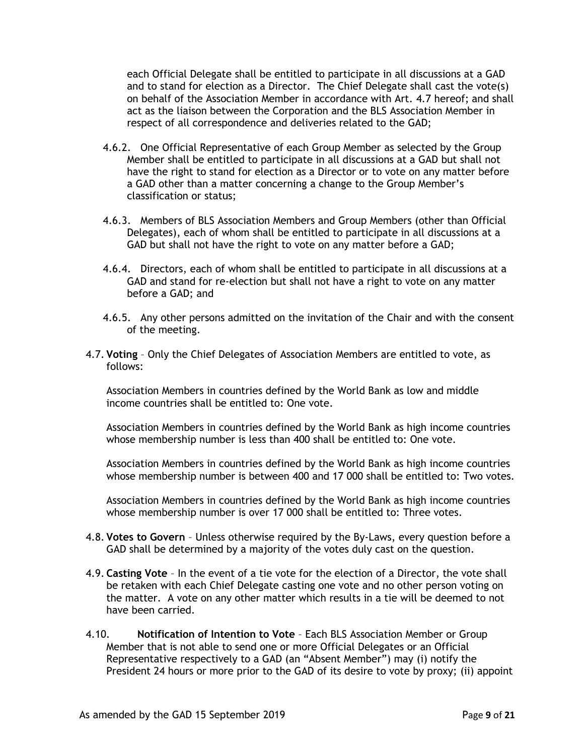each Official Delegate shall be entitled to participate in all discussions at a GAD and to stand for election as a Director. The Chief Delegate shall cast the vote(s) on behalf of the Association Member in accordance with Art. 4.7 hereof; and shall act as the liaison between the Corporation and the BLS Association Member in respect of all correspondence and deliveries related to the GAD;

4.6.2. One Official Representative of each Group Member as selected by the Group Member shall be entitled to participate in all discussions at a GAD but shall not have the right to stand for election as a Director or to vote on any matter before a GAD other than a matter concerning a change to the Group Member's classification or status;

4.6.3. Members of BLS Association Members and Group Members (other than Official Delegates), each of whom shall be entitled to participate in all discussions at a GAD but shall not have the right to vote on any matter before a GAD;

4.6.4. Directors, each of whom shall be entitled to participate in all discussions at a GAD and stand for re-election but shall not have a right to vote on any matter before a GAD; and

4.6.5. Any other persons admitted on the invitation of the Chair and with the consent of the meeting.

4.7. **Voting** – Only the Chief Delegates of Association Members are entitled to vote, as follows:

Association Members in countries defined by the World Bank as low and middle income countries shall be entitled to: One vote.

Association Members in countries defined by the World Bank as high income countries whose membership number is less than 400 shall be entitled to: One vote.

Association Members in countries defined by the World Bank as high income countries whose membership number is between 400 and 17 000 shall be entitled to: Two votes.

Association Members in countries defined by the World Bank as high income countries whose membership number is over 17 000 shall be entitled to: Three votes.

4.8. **Votes to Govern** – Unless otherwise required by the By-Laws, every question before a GAD shall be determined by a majority of the votes duly cast on the question.

4.9. **Casting Vote** – In the event of a tie vote for the election of a Director, the vote shall be retaken with each Chief Delegate casting one vote and no other person voting on the matter. A vote on any other matter which results in a tie will be deemed to not have been carried.

4.10. **Notification of Intention to Vote** – Each BLS Association Member or Group Member that is not able to send one or more Official Delegates or an Official Representative respectively to a GAD (an "Absent Member") may (i) notify the President 24 hours or more prior to the GAD of its desire to vote by proxy; (ii) appoint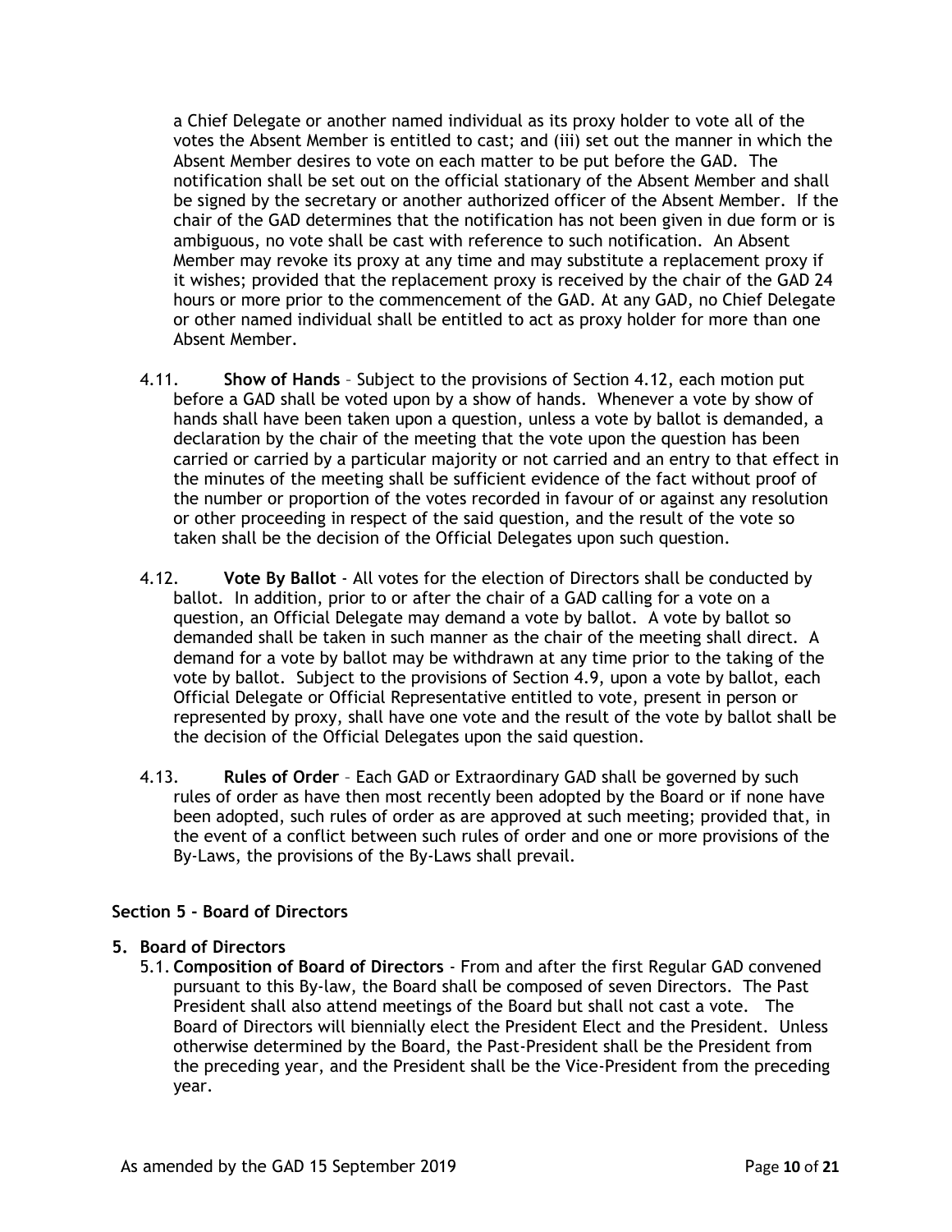a Chief Delegate or another named individual as its proxy holder to vote all of the votes the Absent Member is entitled to cast; and (iii) set out the manner in which the Absent Member desires to vote on each matter to be put before the GAD. The notification shall be set out on the official stationary of the Absent Member and shall be signed by the secretary or another authorized officer of the Absent Member. If the chair of the GAD determines that the notification has not been given in due form or is ambiguous, no vote shall be cast with reference to such notification. An Absent Member may revoke its proxy at any time and may substitute a replacement proxy if it wishes; provided that the replacement proxy is received by the chair of the GAD 24 hours or more prior to the commencement of the GAD. At any GAD, no Chief Delegate or other named individual shall be entitled to act as proxy holder for more than one Absent Member.

4.11. **Show of Hands** – Subject to the provisions of Section 4.12, each motion put before a GAD shall be voted upon by a show of hands. Whenever a vote by show of hands shall have been taken upon a question, unless a vote by ballot is demanded, a declaration by the chair of the meeting that the vote upon the question has been carried or carried by a particular majority or not carried and an entry to that effect in the minutes of the meeting shall be sufficient evidence of the fact without proof of the number or proportion of the votes recorded in favour of or against any resolution or other proceeding in respect of the said question, and the result of the vote so taken shall be the decision of the Official Delegates upon such question.

4.12. **Vote By Ballot** - All votes for the election of Directors shall be conducted by ballot. In addition, prior to or after the chair of a GAD calling for a vote on a question, an Official Delegate may demand a vote by ballot. A vote by ballot so demanded shall be taken in such manner as the chair of the meeting shall direct. A demand for a vote by ballot may be withdrawn at any time prior to the taking of the vote by ballot. Subject to the provisions of Section 4.9, upon a vote by ballot, each Official Delegate or Official Representative entitled to vote, present in person or represented by proxy, shall have one vote and the result of the vote by ballot shall be the decision of the Official Delegates upon the said question.

4.13. **Rules of Order** – Each GAD or Extraordinary GAD shall be governed by such rules of order as have then most recently been adopted by the Board or if none have been adopted, such rules of order as are approved at such meeting; provided that, in the event of a conflict between such rules of order and one or more provisions of the By-Laws, the provisions of the By-Laws shall prevail.

## Section 5 - Board of Directors

**5. Board of Directors**

5.1. **Composition of Board of Directors** - From and after the first Regular GAD convened pursuant to this By-law, the Board shall be composed of seven Directors. The Past President shall also attend meetings of the Board but shall not cast a vote. The Board of Directors will biennially elect the President Elect and the President. Unless otherwise determined by the Board, the Past-President shall be the President from the preceding year, and the President shall be the Vice-President from the preceding year.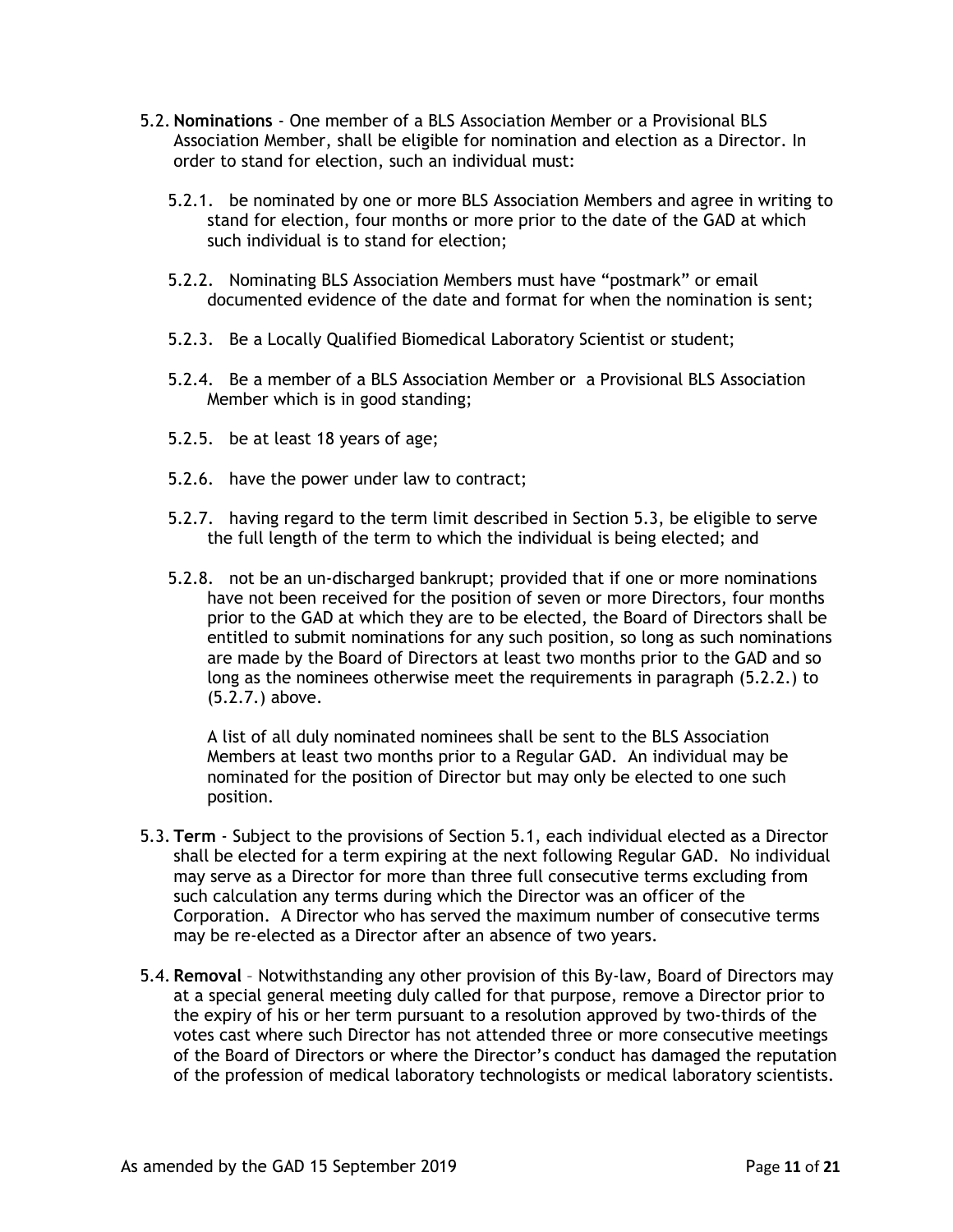5.2. **Nominations** - One member of a BLS Association Member or a Provisional BLS Association Member, shall be eligible for nomination and election as a Director. In order to stand for election, such an individual must:

5.2.1. be nominated by one or more BLS Association Members and agree in writing to stand for election, four months or more prior to the date of the GAD at which such individual is to stand for election;

5.2.2. Nominating BLS Association Members must have "postmark" or email documented evidence of the date and format for when the nomination is sent;

5.2.3. Be a Locally Qualified Biomedical Laboratory Scientist or student;

5.2.4. Be a member of a BLS Association Member or a Provisional BLS Association Member which is in good standing;

5.2.5. be at least 18 years of age;

5.2.6. have the power under law to contract;

5.2.7. having regard to the term limit described in Section 5.3, be eligible to serve the full length of the term to which the individual is being elected; and

5.2.8. not be an un-discharged bankrupt; provided that if one or more nominations have not been received for the position of seven or more Directors, four months prior to the GAD at which they are to be elected, the Board of Directors shall be entitled to submit nominations for any such position, so long as such nominations are made by the Board of Directors at least two months prior to the GAD and so long as the nominees otherwise meet the requirements in paragraph (5.2.2.) to (5.2.7.) above.

A list of all duly nominated nominees shall be sent to the BLS Association Members at least two months prior to a Regular GAD. An individual may be nominated for the position of Director but may only be elected to one such position.

5.3. **Term** - Subject to the provisions of Section 5.1, each individual elected as a Director shall be elected for a term expiring at the next following Regular GAD. No individual may serve as a Director for more than three full consecutive terms excluding from such calculation any terms during which the Director was an officer of the Corporation. A Director who has served the maximum number of consecutive terms may be re-elected as a Director after an absence of two years.

5.4. **Removal** – Notwithstanding any other provision of this By-law, Board of Directors may at a special general meeting duly called for that purpose, remove a Director prior to the expiry of his or her term pursuant to a resolution approved by two-thirds of the votes cast where such Director has not attended three or more consecutive meetings of the Board of Directors or where the Director's conduct has damaged the reputation of the profession of medical laboratory technologists or medical laboratory scientists.

As amended by the GAD 15 September 2019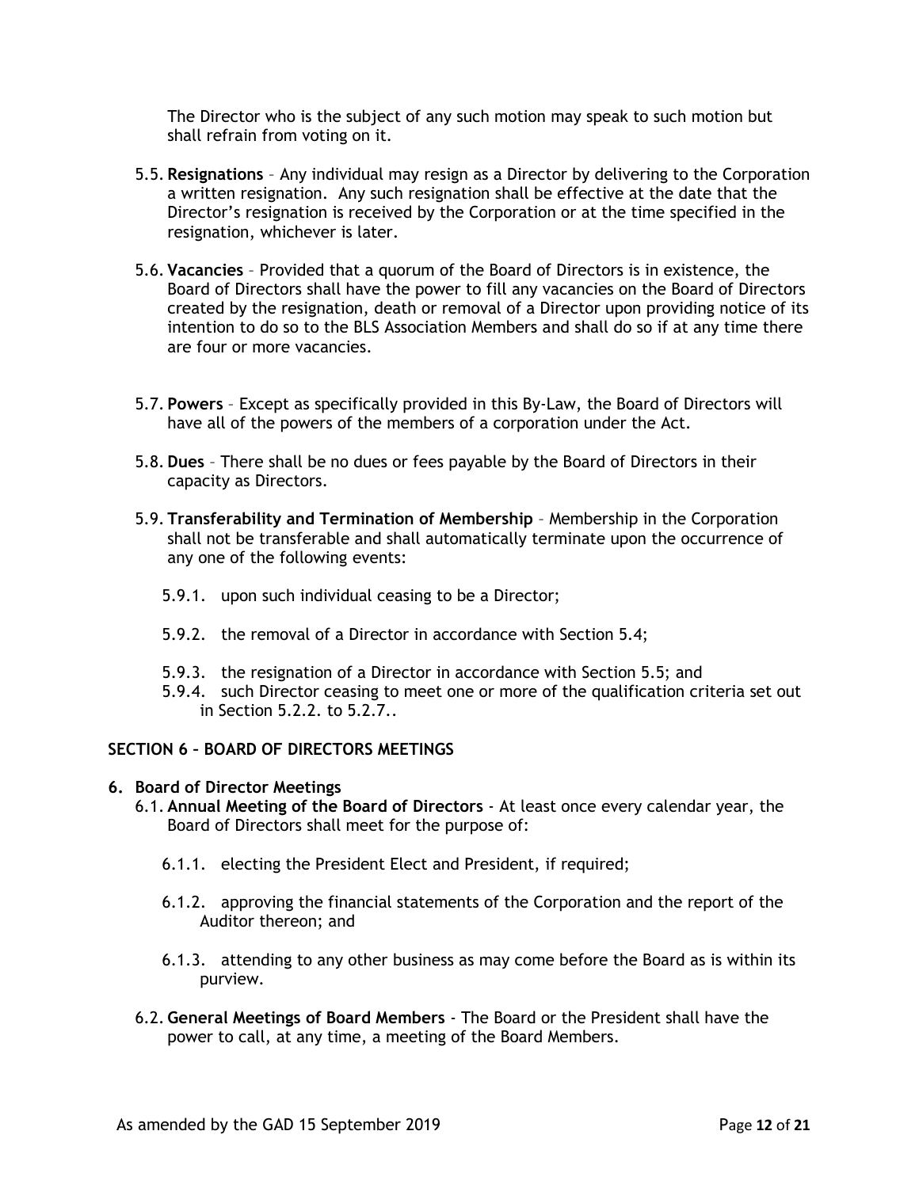The Director who is the subject of any such motion may speak to such motion but shall refrain from voting on it.

5.5. **Resignations** – Any individual may resign as a Director by delivering to the Corporation a written resignation. Any such resignation shall be effective at the date that the Director's resignation is received by the Corporation or at the time specified in the resignation, whichever is later.

5.6. **Vacancies** – Provided that a quorum of the Board of Directors is in existence, the Board of Directors shall have the power to fill any vacancies on the Board of Directors created by the resignation, death or removal of a Director upon providing notice of its intention to do so to the BLS Association Members and shall do so if at any time there are four or more vacancies.

5.7. **Powers** – Except as specifically provided in this By-Law, the Board of Directors will have all of the powers of the members of a corporation under the Act.

5.8. **Dues** – There shall be no dues or fees payable by the Board of Directors in their capacity as Directors.

5.9. **Transferability and Termination of Membership** – Membership in the Corporation shall not be transferable and shall automatically terminate upon the occurrence of any one of the following events:

- 5.9.1. upon such individual ceasing to be a Director;
- 5.9.2. the removal of a Director in accordance with Section 5.4;
- 5.9.3. the resignation of a Director in accordance with Section 5.5; and
- 5.9.4. such Director ceasing to meet one or more of the qualification criteria set out in Section 5.2.2. to 5.2.7..

## SECTION 6 – BOARD OF DIRECTORS MEETINGS

### 6. Board of Director Meetings

6.1. **Annual Meeting of the Board of Directors** - At least once every calendar year, the Board of Directors shall meet for the purpose of:

- 6.1.1. electing the President Elect and President, if required;
- 6.1.2. approving the financial statements of the Corporation and the report of the Auditor thereon; and
- 6.1.3. attending to any other business as may come before the Board as is within its purview.

6.2. **General Meetings of Board Members** - The Board or the President shall have the power to call, at any time, a meeting of the Board Members.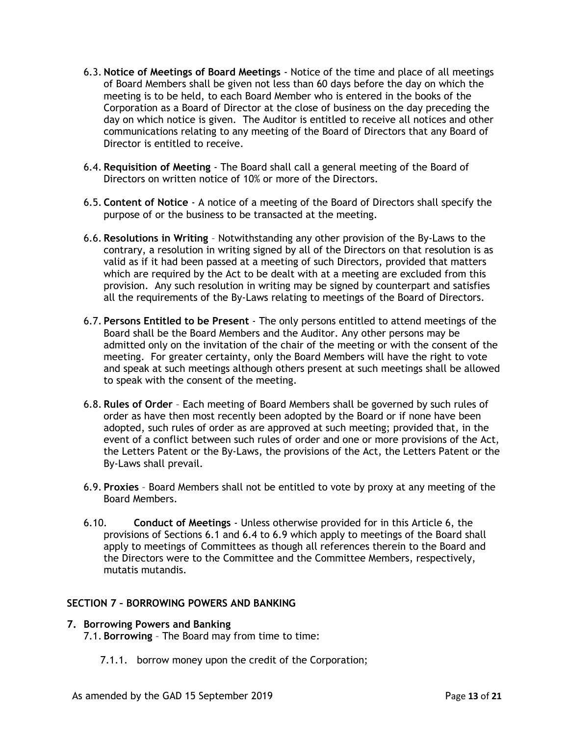6.3. **Notice of Meetings of Board Meetings** - Notice of the time and place of all meetings of Board Members shall be given not less than 60 days before the day on which the meeting is to be held, to each Board Member who is entered in the books of the Corporation as a Board of Director at the close of business on the day preceding the day on which notice is given. The Auditor is entitled to receive all notices and other communications relating to any meeting of the Board of Directors that any Board of Director is entitled to receive.

6.4. **Requisition of Meeting** - The Board shall call a general meeting of the Board of Directors on written notice of 10% or more of the Directors.

6.5. **Content of Notice** - A notice of a meeting of the Board of Directors shall specify the purpose of or the business to be transacted at the meeting.

6.6. **Resolutions in Writing** – Notwithstanding any other provision of the By-Laws to the contrary, a resolution in writing signed by all of the Directors on that resolution is as valid as if it had been passed at a meeting of such Directors, provided that matters which are required by the Act to be dealt with at a meeting are excluded from this provision. Any such resolution in writing may be signed by counterpart and satisfies all the requirements of the By-Laws relating to meetings of the Board of Directors.

6.7. **Persons Entitled to be Present** - The only persons entitled to attend meetings of the Board shall be the Board Members and the Auditor. Any other persons may be admitted only on the invitation of the chair of the meeting or with the consent of the meeting. For greater certainty, only the Board Members will have the right to vote and speak at such meetings although others present at such meetings shall be allowed to speak with the consent of the meeting.

6.8. **Rules of Order** – Each meeting of Board Members shall be governed by such rules of order as have then most recently been adopted by the Board or if none have been adopted, such rules of order as are approved at such meeting; provided that, in the event of a conflict between such rules of order and one or more provisions of the Act, the Letters Patent or the By-Laws, the provisions of the Act, the Letters Patent or the By-Laws shall prevail.

6.9. **Proxies** – Board Members shall not be entitled to vote by proxy at any meeting of the Board Members.

6.10. **Conduct of Meetings** - Unless otherwise provided for in this Article 6, the provisions of Sections 6.1 and 6.4 to 6.9 which apply to meetings of the Board shall apply to meetings of Committees as though all references therein to the Board and the Directors were to the Committee and the Committee Members, respectively, mutatis mutandis.

## SECTION 7 – BORROWING POWERS AND BANKING

### 7. Borrowing Powers and Banking

7.1. **Borrowing** – The Board may from time to time:

7.1.1. borrow money upon the credit of the Corporation;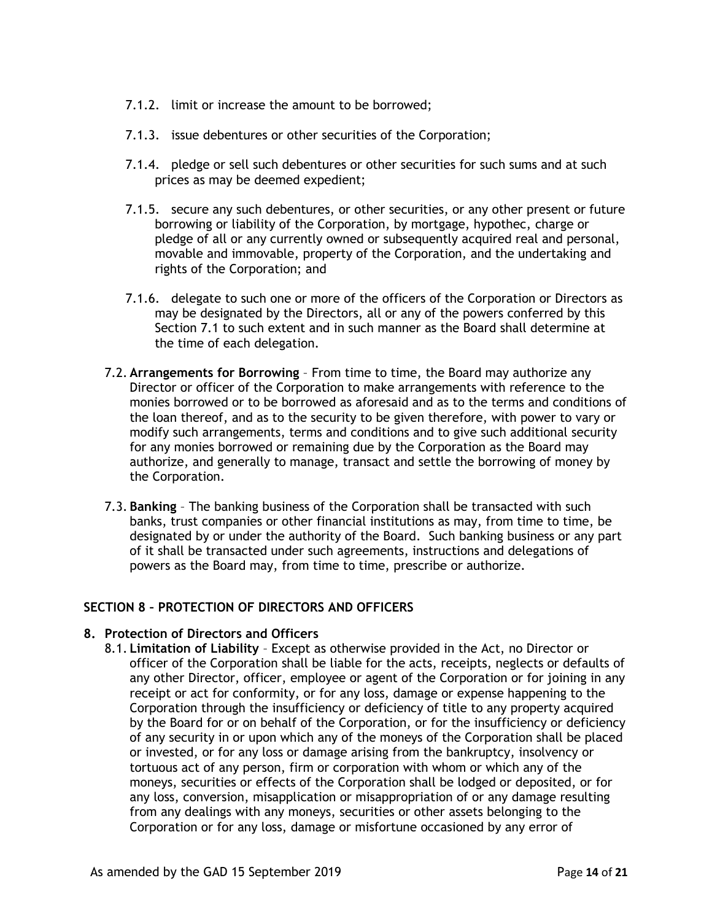7.1.2. limit or increase the amount to be borrowed;

7.1.3. issue debentures or other securities of the Corporation;

7.1.4. pledge or sell such debentures or other securities for such sums and at such prices as may be deemed expedient;

7.1.5. secure any such debentures, or other securities, or any other present or future borrowing or liability of the Corporation, by mortgage, hypothec, charge or pledge of all or any currently owned or subsequently acquired real and personal, movable and immovable, property of the Corporation, and the undertaking and rights of the Corporation; and

7.1.6. delegate to such one or more of the officers of the Corporation or Directors as may be designated by the Directors, all or any of the powers conferred by this Section 7.1 to such extent and in such manner as the Board shall determine at the time of each delegation.

7.2. **Arrangements for Borrowing** – From time to time, the Board may authorize any Director or officer of the Corporation to make arrangements with reference to the monies borrowed or to be borrowed as aforesaid and as to the terms and conditions of the loan thereof, and as to the security to be given therefore, with power to vary or modify such arrangements, terms and conditions and to give such additional security for any monies borrowed or remaining due by the Corporation as the Board may authorize, and generally to manage, transact and settle the borrowing of money by the Corporation.

7.3. **Banking** – The banking business of the Corporation shall be transacted with such banks, trust companies or other financial institutions as may, from time to time, be designated by or under the authority of the Board. Such banking business or any part of it shall be transacted under such agreements, instructions and delegations of powers as the Board may, from time to time, prescribe or authorize.

## SECTION 8 – PROTECTION OF DIRECTORS AND OFFICERS

### 8. Protection of Directors and Officers

8.1. **Limitation of Liability** – Except as otherwise provided in the Act, no Director or officer of the Corporation shall be liable for the acts, receipts, neglects or defaults of any other Director, officer, employee or agent of the Corporation or for joining in any receipt or act for conformity, or for any loss, damage or expense happening to the Corporation through the insufficiency or deficiency of title to any property acquired by the Board for or on behalf of the Corporation, or for the insufficiency or deficiency of any security in or upon which any of the moneys of the Corporation shall be placed or invested, or for any loss or damage arising from the bankruptcy, insolvency or tortuous act of any person, firm or corporation with whom or which any of the moneys, securities or effects of the Corporation shall be lodged or deposited, or for any loss, conversion, misapplication or misappropriation of or any damage resulting from any dealings with any moneys, securities or other assets belonging to the Corporation or for any loss, damage or misfortune occasioned by any error of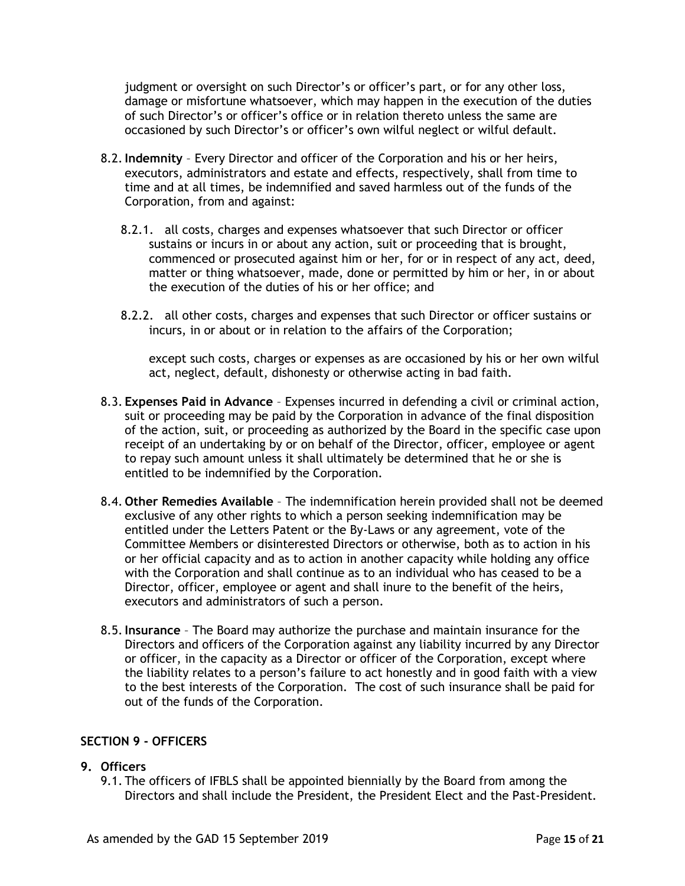judgment or oversight on such Director's or officer's part, or for any other loss, damage or misfortune whatsoever, which may happen in the execution of the duties of such Director's or officer's office or in relation thereto unless the same are occasioned by such Director's or officer's own wilful neglect or wilful default.

8.2. **Indemnity** – Every Director and officer of the Corporation and his or her heirs, executors, administrators and estate and effects, respectively, shall from time to time and at all times, be indemnified and saved harmless out of the funds of the Corporation, from and against:

   8.2.1. all costs, charges and expenses whatsoever that such Director or officer sustains or incurs in or about any action, suit or proceeding that is brought, commenced or prosecuted against him or her, for or in respect of any act, deed, matter or thing whatsoever, made, done or permitted by him or her, in or about the execution of the duties of his or her office; and

   8.2.2. all other costs, charges and expenses that such Director or officer sustains or incurs, in or about or in relation to the affairs of the Corporation;

   except such costs, charges or expenses as are occasioned by his or her own wilful act, neglect, default, dishonesty or otherwise acting in bad faith.

8.3. **Expenses Paid in Advance** – Expenses incurred in defending a civil or criminal action, suit or proceeding may be paid by the Corporation in advance of the final disposition of the action, suit, or proceeding as authorized by the Board in the specific case upon receipt of an undertaking by or on behalf of the Director, officer, employee or agent to repay such amount unless it shall ultimately be determined that he or she is entitled to be indemnified by the Corporation.

8.4. **Other Remedies Available** – The indemnification herein provided shall not be deemed exclusive of any other rights to which a person seeking indemnification may be entitled under the Letters Patent or the By-Laws or any agreement, vote of the Committee Members or disinterested Directors or otherwise, both as to action in his or her official capacity and as to action in another capacity while holding any office with the Corporation and shall continue as to an individual who has ceased to be a Director, officer, employee or agent and shall inure to the benefit of the heirs, executors and administrators of such a person.

8.5. **Insurance** – The Board may authorize the purchase and maintain insurance for the Directors and officers of the Corporation against any liability incurred by any Director or officer, in the capacity as a Director or officer of the Corporation, except where the liability relates to a person's failure to act honestly and in good faith with a view to the best interests of the Corporation. The cost of such insurance shall be paid for out of the funds of the Corporation.

## SECTION 9 - OFFICERS

### 9. Officers

9.1. The officers of IFBLS shall be appointed biennially by the Board from among the Directors and shall include the President, the President Elect and the Past-President.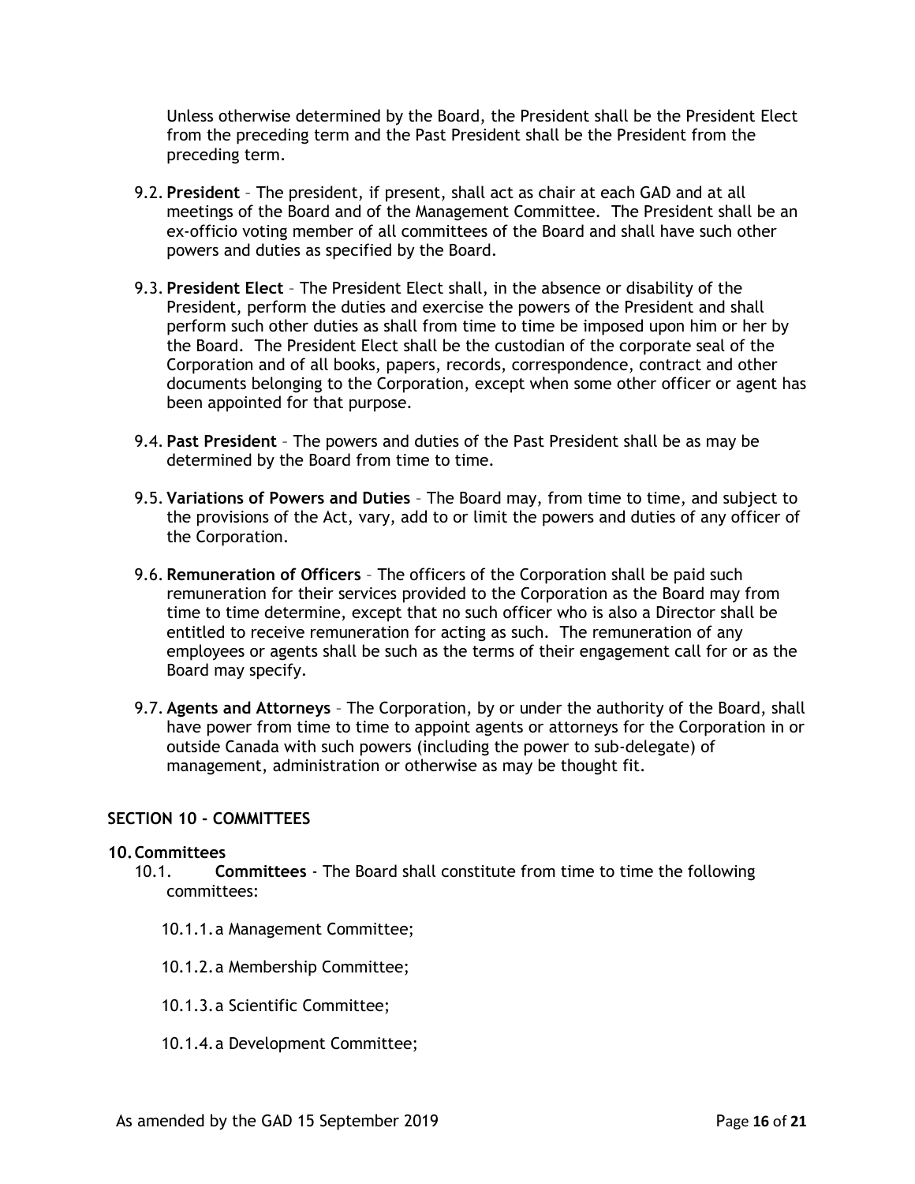Unless otherwise determined by the Board, the President shall be the President Elect from the preceding term and the Past President shall be the President from the preceding term.

9.2. **President** – The president, if present, shall act as chair at each GAD and at all meetings of the Board and of the Management Committee. The President shall be an ex-officio voting member of all committees of the Board and shall have such other powers and duties as specified by the Board.

9.3. **President Elect** – The President Elect shall, in the absence or disability of the President, perform the duties and exercise the powers of the President and shall perform such other duties as shall from time to time be imposed upon him or her by the Board. The President Elect shall be the custodian of the corporate seal of the Corporation and of all books, papers, records, correspondence, contract and other documents belonging to the Corporation, except when some other officer or agent has been appointed for that purpose.

9.4. **Past President** – The powers and duties of the Past President shall be as may be determined by the Board from time to time.

9.5. **Variations of Powers and Duties** – The Board may, from time to time, and subject to the provisions of the Act, vary, add to or limit the powers and duties of any officer of the Corporation.

9.6. **Remuneration of Officers** – The officers of the Corporation shall be paid such remuneration for their services provided to the Corporation as the Board may from time to time determine, except that no such officer who is also a Director shall be entitled to receive remuneration for acting as such. The remuneration of any employees or agents shall be such as the terms of their engagement call for or as the Board may specify.

9.7. **Agents and Attorneys** – The Corporation, by or under the authority of the Board, shall have power from time to time to appoint agents or attorneys for the Corporation in or outside Canada with such powers (including the power to sub-delegate) of management, administration or otherwise as may be thought fit.

## SECTION 10 - COMMITTEES

### 10. Committees

10.1. **Committees** - The Board shall constitute from time to time the following committees:

10.1.1. a Management Committee;

10.1.2. a Membership Committee;

10.1.3. a Scientific Committee;

10.1.4. a Development Committee;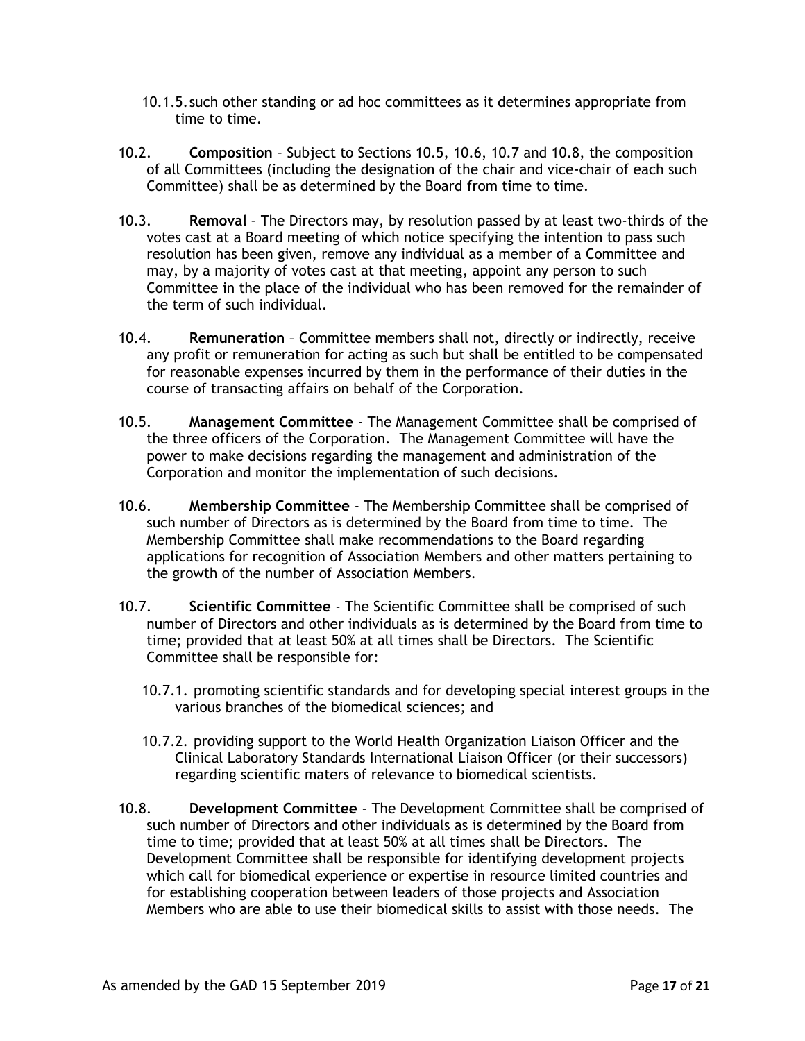10.1.5. such other standing or ad hoc committees as it determines appropriate from time to time.

10.2. **Composition** – Subject to Sections 10.5, 10.6, 10.7 and 10.8, the composition of all Committees (including the designation of the chair and vice-chair of each such Committee) shall be as determined by the Board from time to time.

10.3. **Removal** – The Directors may, by resolution passed by at least two-thirds of the votes cast at a Board meeting of which notice specifying the intention to pass such resolution has been given, remove any individual as a member of a Committee and may, by a majority of votes cast at that meeting, appoint any person to such Committee in the place of the individual who has been removed for the remainder of the term of such individual.

10.4. **Remuneration** – Committee members shall not, directly or indirectly, receive any profit or remuneration for acting as such but shall be entitled to be compensated for reasonable expenses incurred by them in the performance of their duties in the course of transacting affairs on behalf of the Corporation.

10.5. **Management Committee** - The Management Committee shall be comprised of the three officers of the Corporation. The Management Committee will have the power to make decisions regarding the management and administration of the Corporation and monitor the implementation of such decisions.

10.6. **Membership Committee** - The Membership Committee shall be comprised of such number of Directors as is determined by the Board from time to time. The Membership Committee shall make recommendations to the Board regarding applications for recognition of Association Members and other matters pertaining to the growth of the number of Association Members.

10.7. **Scientific Committee** - The Scientific Committee shall be comprised of such number of Directors and other individuals as is determined by the Board from time to time; provided that at least 50% at all times shall be Directors. The Scientific Committee shall be responsible for:

10.7.1. promoting scientific standards and for developing special interest groups in the various branches of the biomedical sciences; and

10.7.2. providing support to the World Health Organization Liaison Officer and the Clinical Laboratory Standards International Liaison Officer (or their successors) regarding scientific maters of relevance to biomedical scientists.

10.8. **Development Committee** - The Development Committee shall be comprised of such number of Directors and other individuals as is determined by the Board from time to time; provided that at least 50% at all times shall be Directors. The Development Committee shall be responsible for identifying development projects which call for biomedical experience or expertise in resource limited countries and for establishing cooperation between leaders of those projects and Association Members who are able to use their biomedical skills to assist with those needs. The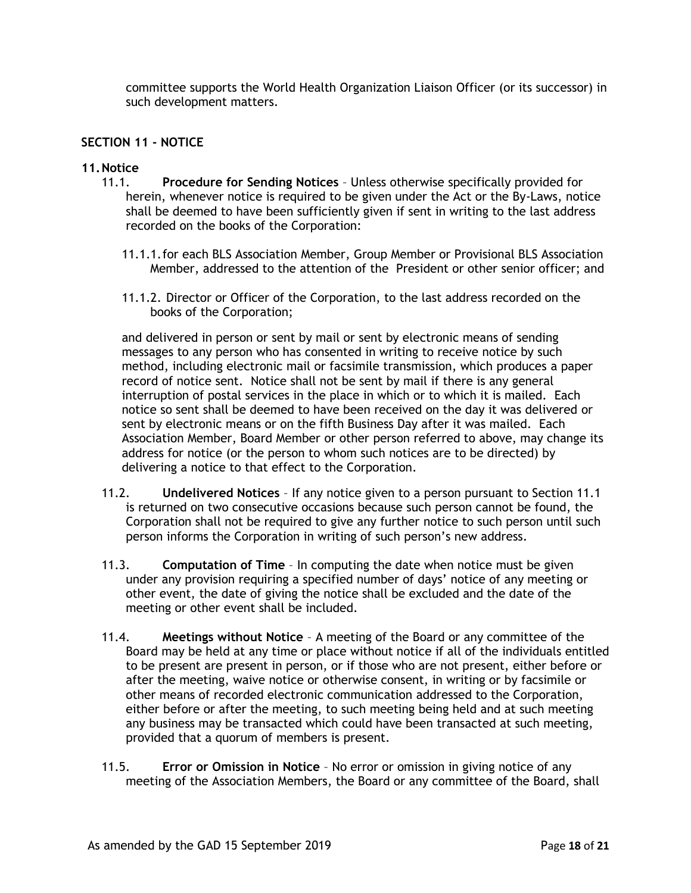committee supports the World Health Organization Liaison Officer (or its successor) in such development matters.

## SECTION 11 - NOTICE

### 11. Notice

11.1. **Procedure for Sending Notices** – Unless otherwise specifically provided for herein, whenever notice is required to be given under the Act or the By-Laws, notice shall be deemed to have been sufficiently given if sent in writing to the last address recorded on the books of the Corporation:

11.1.1. for each BLS Association Member, Group Member or Provisional BLS Association Member, addressed to the attention of the President or other senior officer; and

11.1.2. Director or Officer of the Corporation, to the last address recorded on the books of the Corporation;

and delivered in person or sent by mail or sent by electronic means of sending messages to any person who has consented in writing to receive notice by such method, including electronic mail or facsimile transmission, which produces a paper record of notice sent. Notice shall not be sent by mail if there is any general interruption of postal services in the place in which or to which it is mailed. Each notice so sent shall be deemed to have been received on the day it was delivered or sent by electronic means or on the fifth Business Day after it was mailed. Each Association Member, Board Member or other person referred to above, may change its address for notice (or the person to whom such notices are to be directed) by delivering a notice to that effect to the Corporation.

11.2. **Undelivered Notices** – If any notice given to a person pursuant to Section 11.1 is returned on two consecutive occasions because such person cannot be found, the Corporation shall not be required to give any further notice to such person until such person informs the Corporation in writing of such person's new address.

11.3. **Computation of Time** – In computing the date when notice must be given under any provision requiring a specified number of days' notice of any meeting or other event, the date of giving the notice shall be excluded and the date of the meeting or other event shall be included.

11.4. **Meetings without Notice** – A meeting of the Board or any committee of the Board may be held at any time or place without notice if all of the individuals entitled to be present are present in person, or if those who are not present, either before or after the meeting, waive notice or otherwise consent, in writing or by facsimile or other means of recorded electronic communication addressed to the Corporation, either before or after the meeting, to such meeting being held and at such meeting any business may be transacted which could have been transacted at such meeting, provided that a quorum of members is present.

11.5. **Error or Omission in Notice** – No error or omission in giving notice of any meeting of the Association Members, the Board or any committee of the Board, shall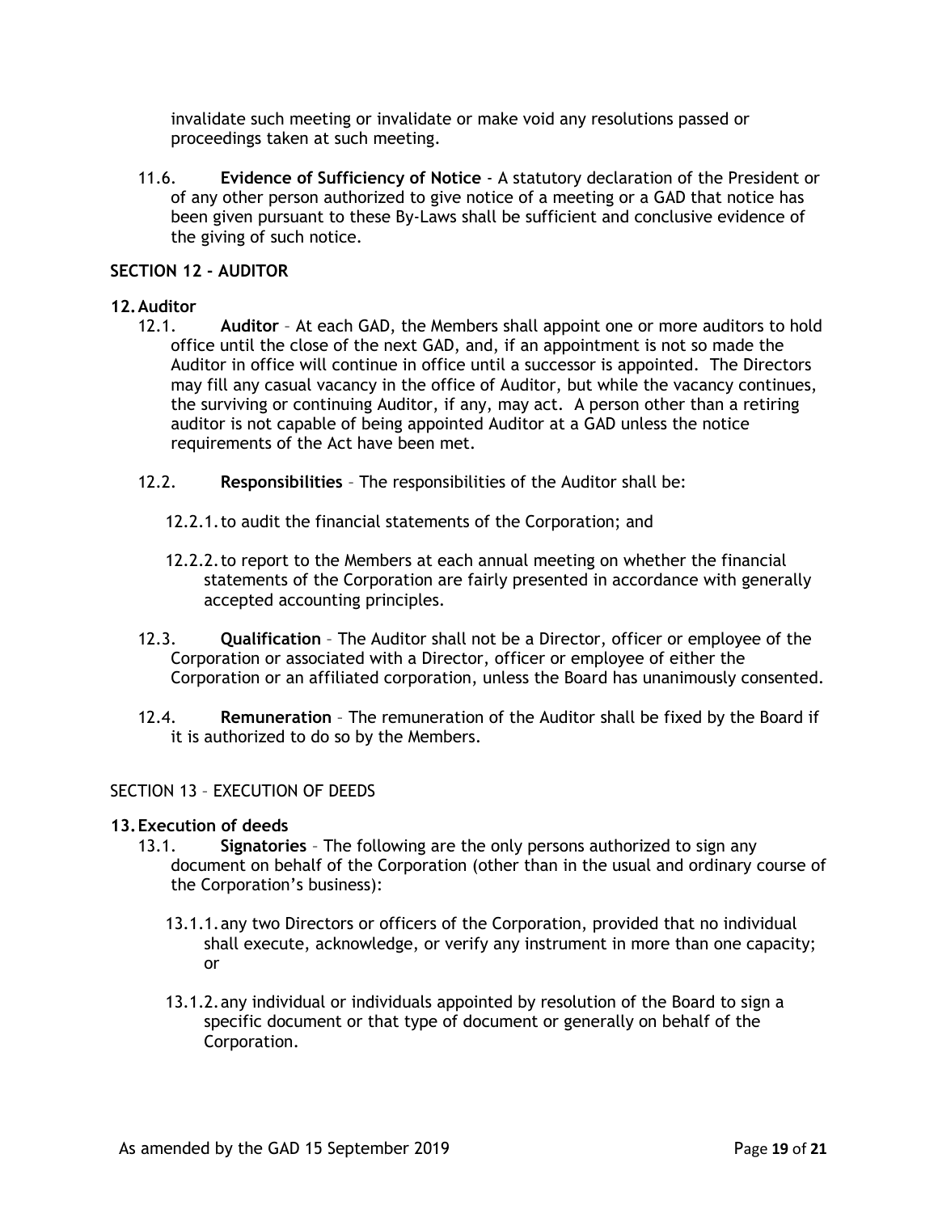invalidate such meeting or invalidate or make void any resolutions passed or proceedings taken at such meeting.

11.6. **Evidence of Sufficiency of Notice** - A statutory declaration of the President or of any other person authorized to give notice of a meeting or a GAD that notice has been given pursuant to these By-Laws shall be sufficient and conclusive evidence of the giving of such notice.

## SECTION 12 - AUDITOR

### 12. Auditor

12.1. **Auditor** – At each GAD, the Members shall appoint one or more auditors to hold office until the close of the next GAD, and, if an appointment is not so made the Auditor in office will continue in office until a successor is appointed. The Directors may fill any casual vacancy in the office of Auditor, but while the vacancy continues, the surviving or continuing Auditor, if any, may act. A person other than a retiring auditor is not capable of being appointed Auditor at a GAD unless the notice requirements of the Act have been met.

12.2. **Responsibilities** – The responsibilities of the Auditor shall be:

12.2.1. to audit the financial statements of the Corporation; and

12.2.2. to report to the Members at each annual meeting on whether the financial statements of the Corporation are fairly presented in accordance with generally accepted accounting principles.

12.3. **Qualification** – The Auditor shall not be a Director, officer or employee of the Corporation or associated with a Director, officer or employee of either the Corporation or an affiliated corporation, unless the Board has unanimously consented.

12.4. **Remuneration** – The remuneration of the Auditor shall be fixed by the Board if it is authorized to do so by the Members.

## SECTION 13 – EXECUTION OF DEEDS

### 13. Execution of deeds

13.1. **Signatories** – The following are the only persons authorized to sign any document on behalf of the Corporation (other than in the usual and ordinary course of the Corporation's business):

13.1.1. any two Directors or officers of the Corporation, provided that no individual shall execute, acknowledge, or verify any instrument in more than one capacity; or

13.1.2. any individual or individuals appointed by resolution of the Board to sign a specific document or that type of document or generally on behalf of the Corporation.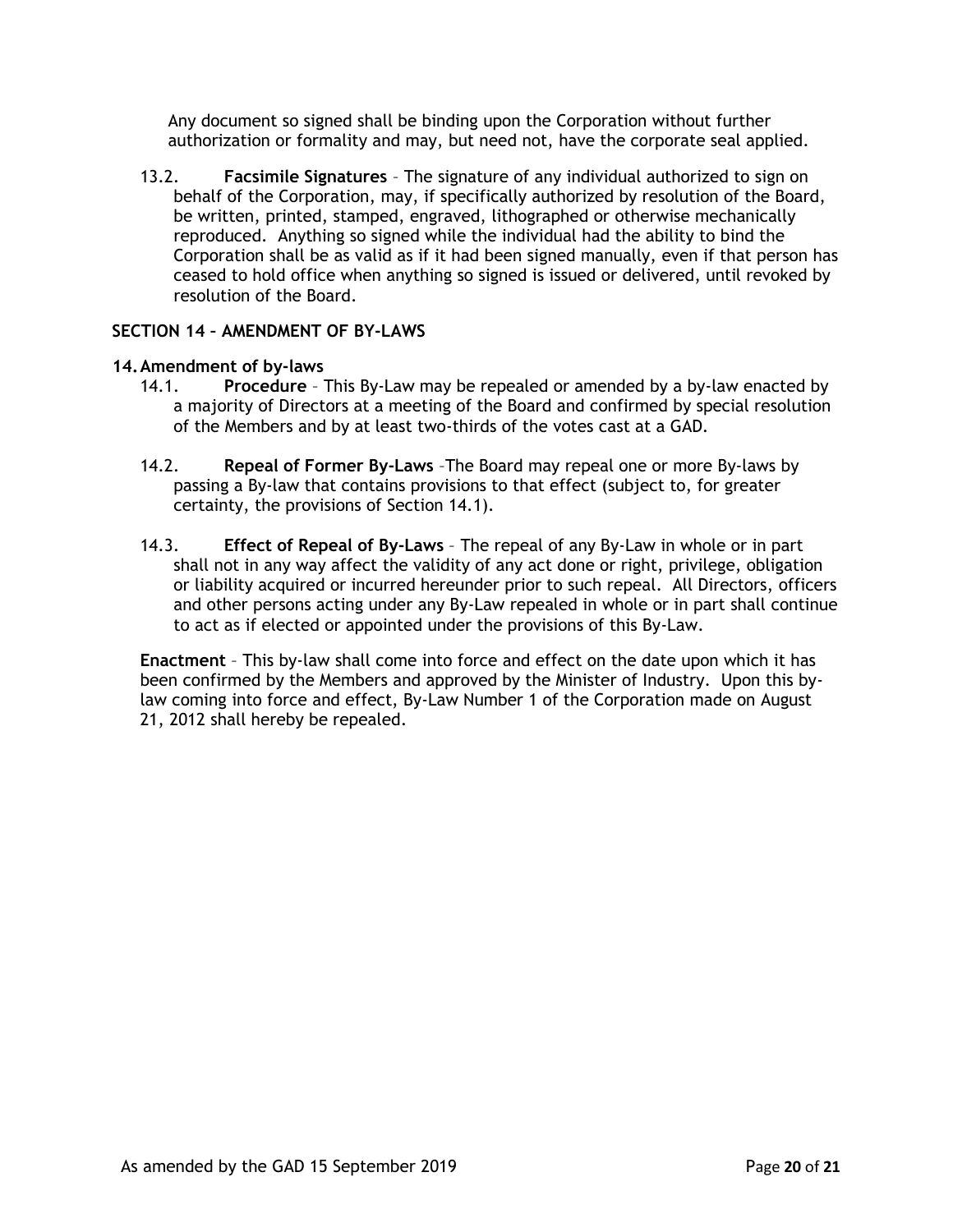Any document so signed shall be binding upon the Corporation without further authorization or formality and may, but need not, have the corporate seal applied.

13.2. **Facsimile Signatures** – The signature of any individual authorized to sign on behalf of the Corporation, may, if specifically authorized by resolution of the Board, be written, printed, stamped, engraved, lithographed or otherwise mechanically reproduced. Anything so signed while the individual had the ability to bind the Corporation shall be as valid as if it had been signed manually, even if that person has ceased to hold office when anything so signed is issued or delivered, until revoked by resolution of the Board.

## SECTION 14 – AMENDMENT OF BY-LAWS

### 14. Amendment of by-laws

14.1. **Procedure** – This By-Law may be repealed or amended by a by-law enacted by a majority of Directors at a meeting of the Board and confirmed by special resolution of the Members and by at least two-thirds of the votes cast at a GAD.

14.2. **Repeal of Former By-Laws** –The Board may repeal one or more By-laws by passing a By-law that contains provisions to that effect (subject to, for greater certainty, the provisions of Section 14.1).

14.3. **Effect of Repeal of By-Laws** – The repeal of any By-Law in whole or in part shall not in any way affect the validity of any act done or right, privilege, obligation or liability acquired or incurred hereunder prior to such repeal. All Directors, officers and other persons acting under any By-Law repealed in whole or in part shall continue to act as if elected or appointed under the provisions of this By-Law.

**Enactment** – This by-law shall come into force and effect on the date upon which it has been confirmed by the Members and approved by the Minister of Industry. Upon this by-law coming into force and effect, By-Law Number 1 of the Corporation made on August 21, 2012 shall hereby be repealed.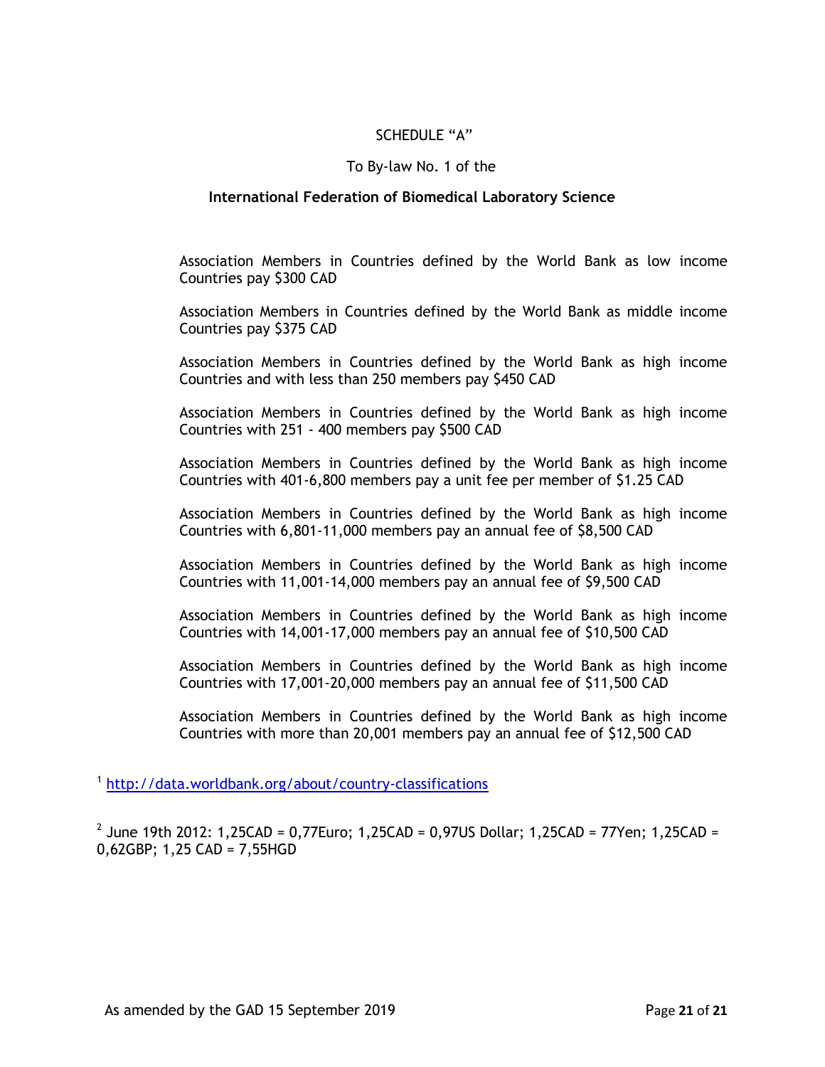SCHEDULE “A”

To By-law No. 1 of the

**International Federation of Biomedical Laboratory Science**

Association Members in Countries defined by the World Bank as low income Countries pay $300 CAD

Association Members in Countries defined by the World Bank as middle income Countries pay $375 CAD

Association Members in Countries defined by the World Bank as high income Countries and with less than 250 members pay $450 CAD

Association Members in Countries defined by the World Bank as high income Countries with 251 - 400 members pay $500 CAD

Association Members in Countries defined by the World Bank as high income Countries with 401-6,800 members pay a unit fee per member of $1.25 CAD

Association Members in Countries defined by the World Bank as high income Countries with 6,801-11,000 members pay an annual fee of $8,500 CAD

Association Members in Countries defined by the World Bank as high income Countries with 11,001-14,000 members pay an annual fee of $9,500 CAD

Association Members in Countries defined by the World Bank as high income Countries with 14,001-17,000 members pay an annual fee of $10,500 CAD

Association Members in Countries defined by the World Bank as high income Countries with 17,001-20,000 members pay an annual fee of $11,500 CAD

Association Members in Countries defined by the World Bank as high income Countries with more than 20,001 members pay an annual fee of $12,500 CAD

[1] http://data.worldbank.org/about/country-classifications

[2] June 19th 2012: 1,25CAD = 0,77Euro; 1,25CAD = 0,97US Dollar; 1,25CAD = 77Yen; 1,25CAD = 0,62GBP; 1,25 CAD = 7,55HGD

As amended by the GAD 15 September 2019